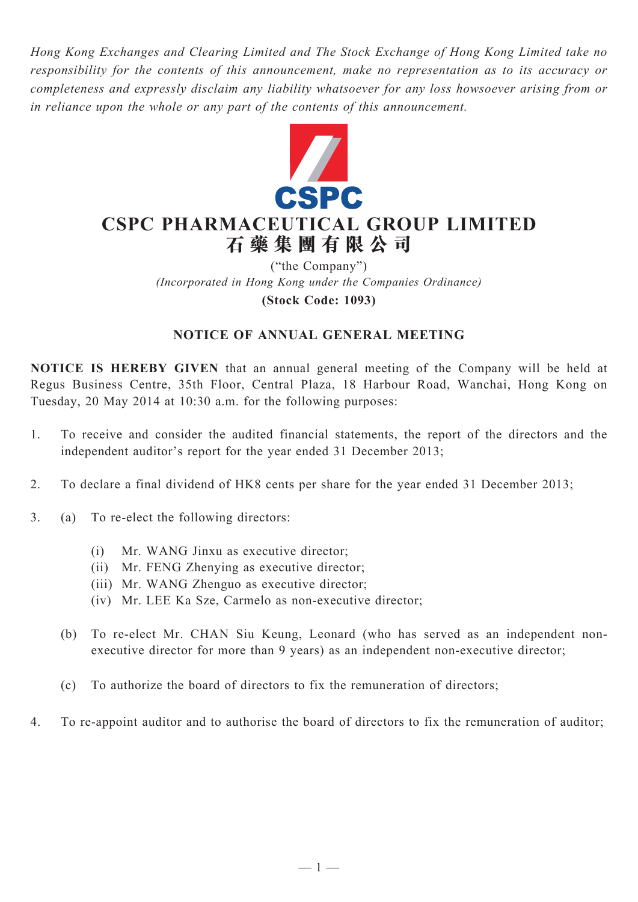*Hong Kong Exchanges and Clearing Limited and The Stock Exchange of Hong Kong Limited take no responsibility for the contents of this announcement, make no representation as to its accuracy or completeness and expressly disclaim any liability whatsoever for any loss howsoever arising from or in reliance upon the whole or any part of the contents of this announcement.*

CSPC

# CSPC PHARMACEUTICAL GROUP LIMITED
# 石藥集團有限公司

("the Company")

*(Incorporated in Hong Kong under the Companies Ordinance)*

**(Stock Code: 1093)**

## NOTICE OF ANNUAL GENERAL MEETING

**NOTICE IS HEREBY GIVEN** that an annual general meeting of the Company will be held at Regus Business Centre, 35th Floor, Central Plaza, 18 Harbour Road, Wanchai, Hong Kong on Tuesday, 20 May 2014 at 10:30 a.m. for the following purposes:

1. To receive and consider the audited financial statements, the report of the directors and the independent auditor's report for the year ended 31 December 2013;

2. To declare a final dividend of HK8 cents per share for the year ended 31 December 2013;

3. (a) To re-elect the following directors:

   (i) Mr. WANG Jinxu as executive director;
   (ii) Mr. FENG Zhenying as executive director;
   (iii) Mr. WANG Zhenguo as executive director;
   (iv) Mr. LEE Ka Sze, Carmelo as non-executive director;

   (b) To re-elect Mr. CHAN Siu Keung, Leonard (who has served as an independent non-executive director for more than 9 years) as an independent non-executive director;

   (c) To authorize the board of directors to fix the remuneration of directors;

4. To re-appoint auditor and to authorise the board of directors to fix the remuneration of auditor;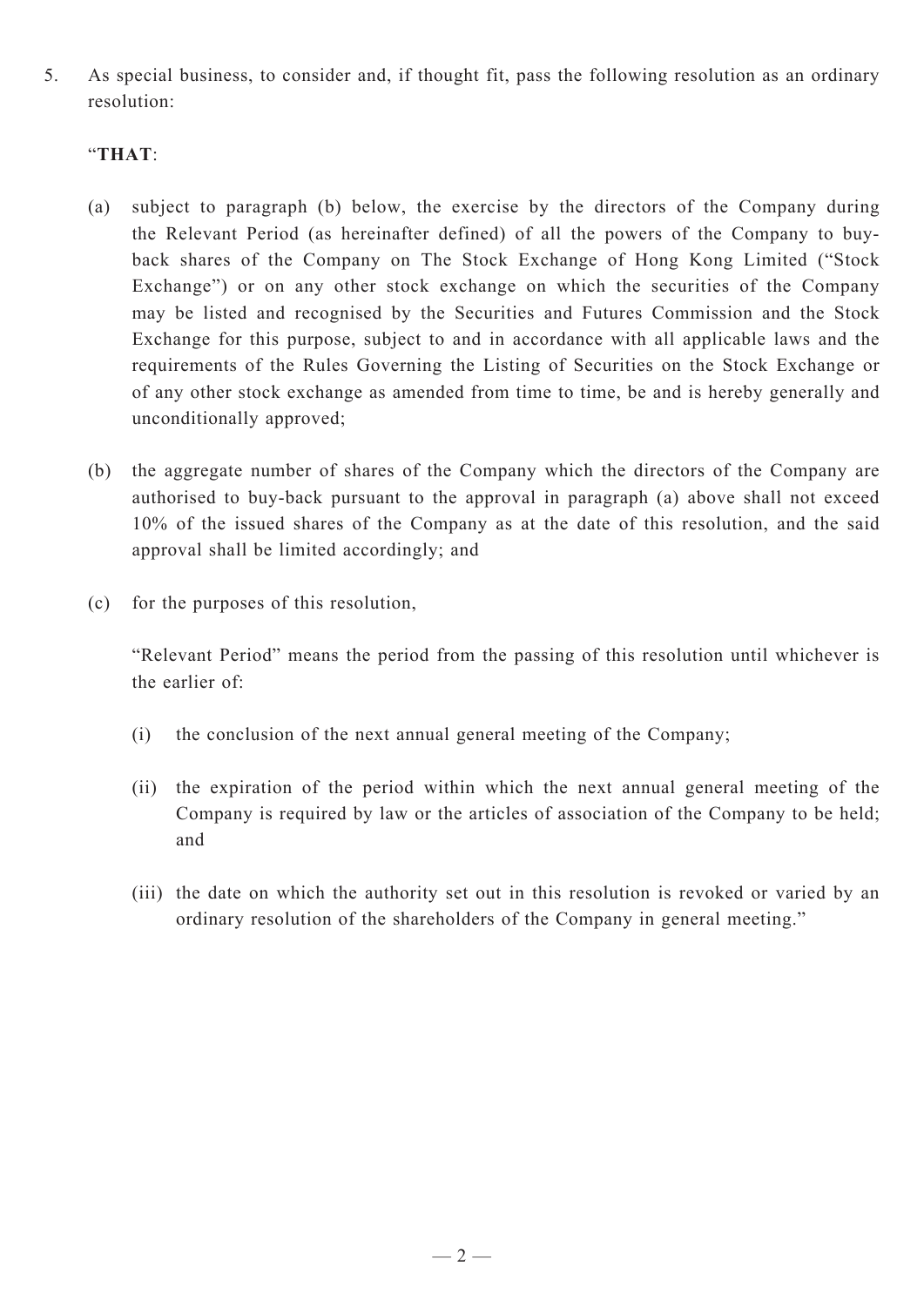5. As special business, to consider and, if thought fit, pass the following resolution as an ordinary resolution:

"**THAT**:

(a) subject to paragraph (b) below, the exercise by the directors of the Company during the Relevant Period (as hereinafter defined) of all the powers of the Company to buy-back shares of the Company on The Stock Exchange of Hong Kong Limited ("Stock Exchange") or on any other stock exchange on which the securities of the Company may be listed and recognised by the Securities and Futures Commission and the Stock Exchange for this purpose, subject to and in accordance with all applicable laws and the requirements of the Rules Governing the Listing of Securities on the Stock Exchange or of any other stock exchange as amended from time to time, be and is hereby generally and unconditionally approved;

(b) the aggregate number of shares of the Company which the directors of the Company are authorised to buy-back pursuant to the approval in paragraph (a) above shall not exceed 10% of the issued shares of the Company as at the date of this resolution, and the said approval shall be limited accordingly; and

(c) for the purposes of this resolution,

"Relevant Period" means the period from the passing of this resolution until whichever is the earlier of:

(i) the conclusion of the next annual general meeting of the Company;

(ii) the expiration of the period within which the next annual general meeting of the Company is required by law or the articles of association of the Company to be held; and

(iii) the date on which the authority set out in this resolution is revoked or varied by an ordinary resolution of the shareholders of the Company in general meeting."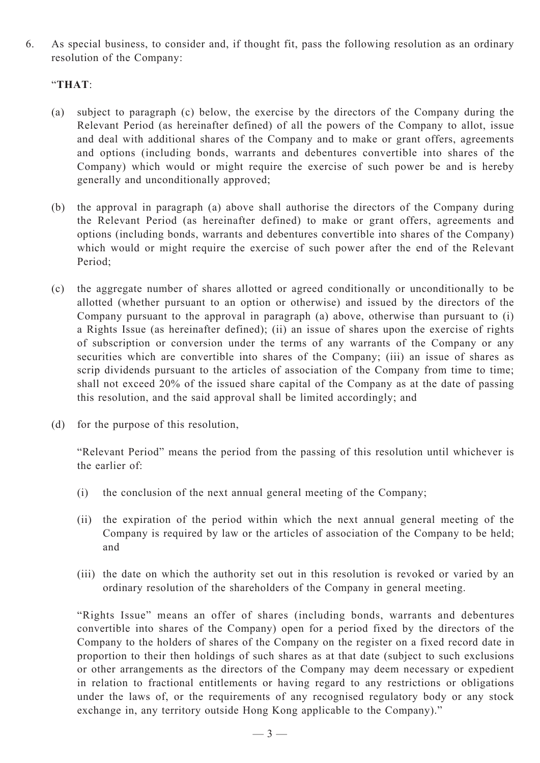6. As special business, to consider and, if thought fit, pass the following resolution as an ordinary resolution of the Company:

   "**THAT**:

   (a) subject to paragraph (c) below, the exercise by the directors of the Company during the Relevant Period (as hereinafter defined) of all the powers of the Company to allot, issue and deal with additional shares of the Company and to make or grant offers, agreements and options (including bonds, warrants and debentures convertible into shares of the Company) which would or might require the exercise of such power be and is hereby generally and unconditionally approved;

   (b) the approval in paragraph (a) above shall authorise the directors of the Company during the Relevant Period (as hereinafter defined) to make or grant offers, agreements and options (including bonds, warrants and debentures convertible into shares of the Company) which would or might require the exercise of such power after the end of the Relevant Period;

   (c) the aggregate number of shares allotted or agreed conditionally or unconditionally to be allotted (whether pursuant to an option or otherwise) and issued by the directors of the Company pursuant to the approval in paragraph (a) above, otherwise than pursuant to (i) a Rights Issue (as hereinafter defined); (ii) an issue of shares upon the exercise of rights of subscription or conversion under the terms of any warrants of the Company or any securities which are convertible into shares of the Company; (iii) an issue of shares as scrip dividends pursuant to the articles of association of the Company from time to time; shall not exceed 20% of the issued share capital of the Company as at the date of passing this resolution, and the said approval shall be limited accordingly; and

   (d) for the purpose of this resolution,

      "Relevant Period" means the period from the passing of this resolution until whichever is the earlier of:

      (i) the conclusion of the next annual general meeting of the Company;

      (ii) the expiration of the period within which the next annual general meeting of the Company is required by law or the articles of association of the Company to be held; and

      (iii) the date on which the authority set out in this resolution is revoked or varied by an ordinary resolution of the shareholders of the Company in general meeting.

      "Rights Issue" means an offer of shares (including bonds, warrants and debentures convertible into shares of the Company) open for a period fixed by the directors of the Company to the holders of shares of the Company on the register on a fixed record date in proportion to their then holdings of such shares as at that date (subject to such exclusions or other arrangements as the directors of the Company may deem necessary or expedient in relation to fractional entitlements or having regard to any restrictions or obligations under the laws of, or the requirements of any recognised regulatory body or any stock exchange in, any territory outside Hong Kong applicable to the Company)."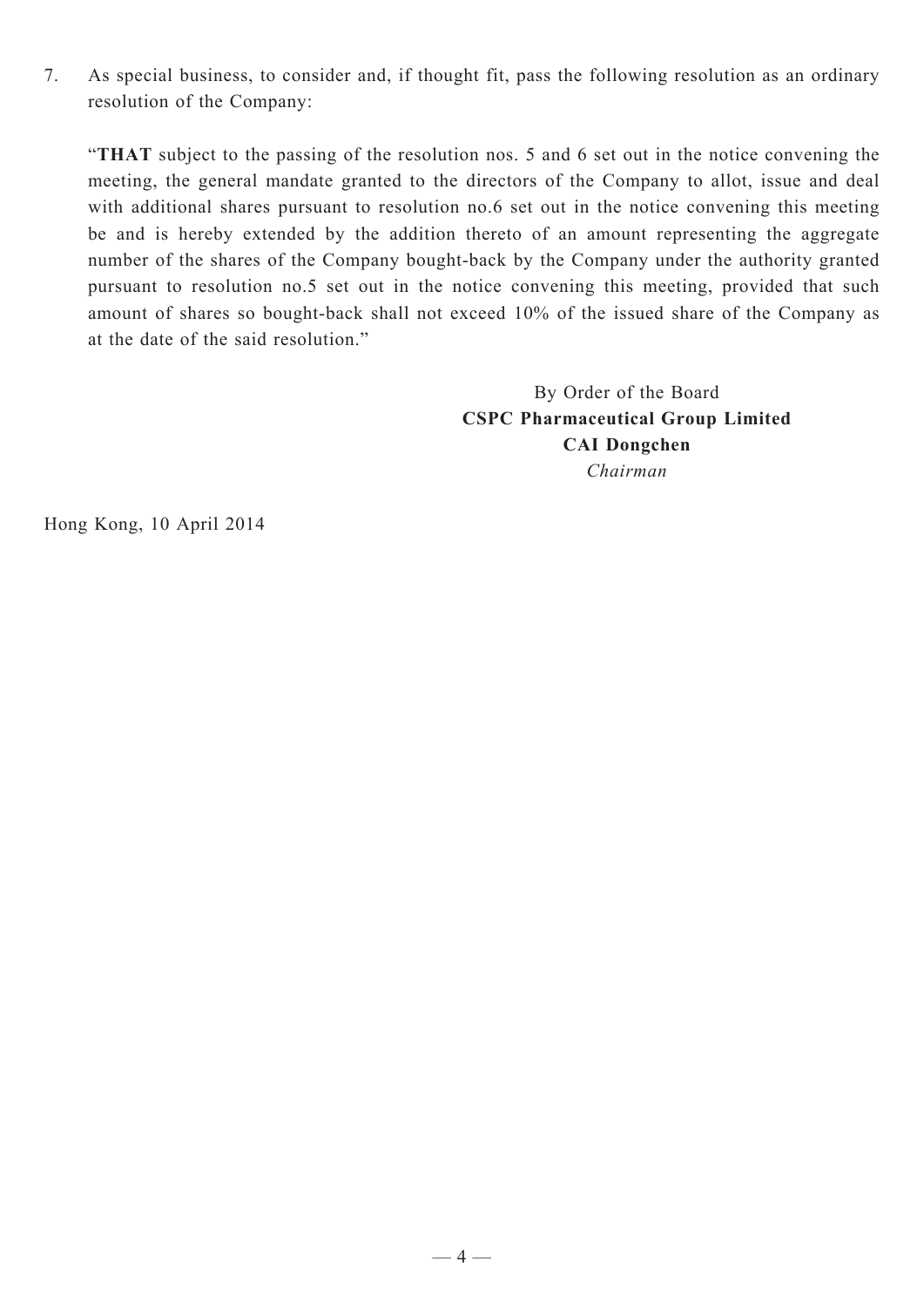7. As special business, to consider and, if thought fit, pass the following resolution as an ordinary resolution of the Company:

   "**THAT** subject to the passing of the resolution nos. 5 and 6 set out in the notice convening the meeting, the general mandate granted to the directors of the Company to allot, issue and deal with additional shares pursuant to resolution no.6 set out in the notice convening this meeting be and is hereby extended by the addition thereto of an amount representing the aggregate number of the shares of the Company bought-back by the Company under the authority granted pursuant to resolution no.5 set out in the notice convening this meeting, provided that such amount of shares so bought-back shall not exceed 10% of the issued share of the Company as at the date of the said resolution."

By Order of the Board
**CSPC Pharmaceutical Group Limited**
**CAI Dongchen**
*Chairman*

Hong Kong, 10 April 2014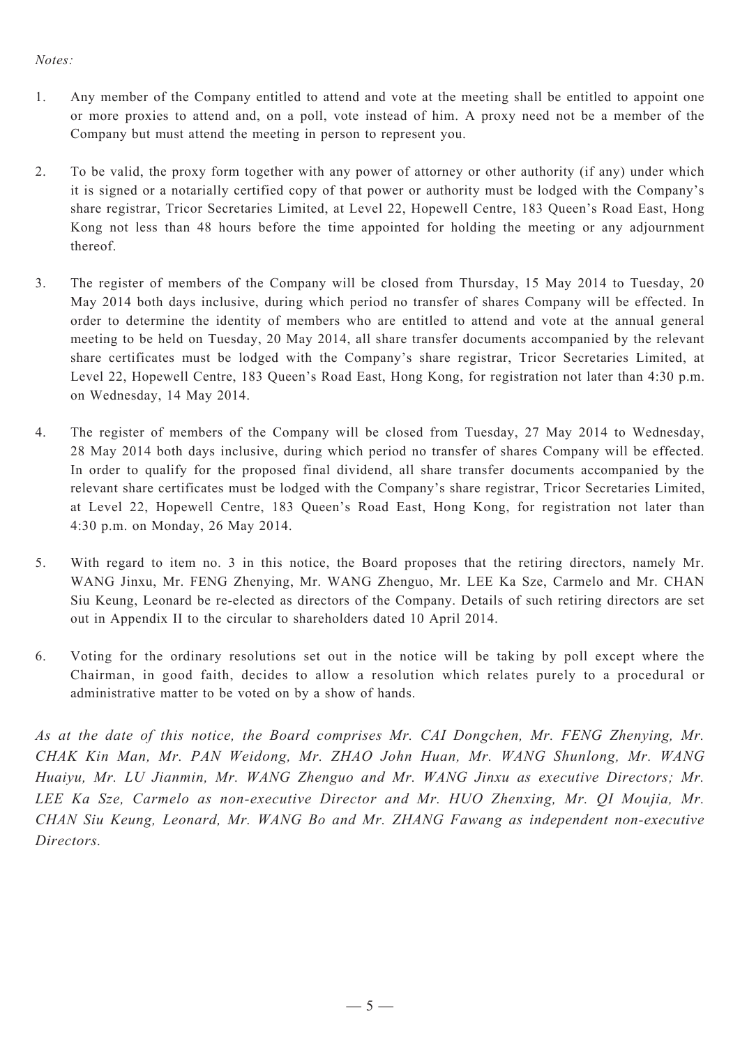*Notes:*

1. Any member of the Company entitled to attend and vote at the meeting shall be entitled to appoint one or more proxies to attend and, on a poll, vote instead of him. A proxy need not be a member of the Company but must attend the meeting in person to represent you.

2. To be valid, the proxy form together with any power of attorney or other authority (if any) under which it is signed or a notarially certified copy of that power or authority must be lodged with the Company's share registrar, Tricor Secretaries Limited, at Level 22, Hopewell Centre, 183 Queen's Road East, Hong Kong not less than 48 hours before the time appointed for holding the meeting or any adjournment thereof.

3. The register of members of the Company will be closed from Thursday, 15 May 2014 to Tuesday, 20 May 2014 both days inclusive, during which period no transfer of shares Company will be effected. In order to determine the identity of members who are entitled to attend and vote at the annual general meeting to be held on Tuesday, 20 May 2014, all share transfer documents accompanied by the relevant share certificates must be lodged with the Company's share registrar, Tricor Secretaries Limited, at Level 22, Hopewell Centre, 183 Queen's Road East, Hong Kong, for registration not later than 4:30 p.m. on Wednesday, 14 May 2014.

4. The register of members of the Company will be closed from Tuesday, 27 May 2014 to Wednesday, 28 May 2014 both days inclusive, during which period no transfer of shares Company will be effected. In order to qualify for the proposed final dividend, all share transfer documents accompanied by the relevant share certificates must be lodged with the Company's share registrar, Tricor Secretaries Limited, at Level 22, Hopewell Centre, 183 Queen's Road East, Hong Kong, for registration not later than 4:30 p.m. on Monday, 26 May 2014.

5. With regard to item no. 3 in this notice, the Board proposes that the retiring directors, namely Mr. WANG Jinxu, Mr. FENG Zhenying, Mr. WANG Zhenguo, Mr. LEE Ka Sze, Carmelo and Mr. CHAN Siu Keung, Leonard be re-elected as directors of the Company. Details of such retiring directors are set out in Appendix II to the circular to shareholders dated 10 April 2014.

6. Voting for the ordinary resolutions set out in the notice will be taking by poll except where the Chairman, in good faith, decides to allow a resolution which relates purely to a procedural or administrative matter to be voted on by a show of hands.

*As at the date of this notice, the Board comprises Mr. CAI Dongchen, Mr. FENG Zhenying, Mr. CHAK Kin Man, Mr. PAN Weidong, Mr. ZHAO John Huan, Mr. WANG Shunlong, Mr. WANG Huaiyu, Mr. LU Jianmin, Mr. WANG Zhenguo and Mr. WANG Jinxu as executive Directors; Mr. LEE Ka Sze, Carmelo as non-executive Director and Mr. HUO Zhenxing, Mr. QI Moujia, Mr. CHAN Siu Keung, Leonard, Mr. WANG Bo and Mr. ZHANG Fawang as independent non-executive Directors.*